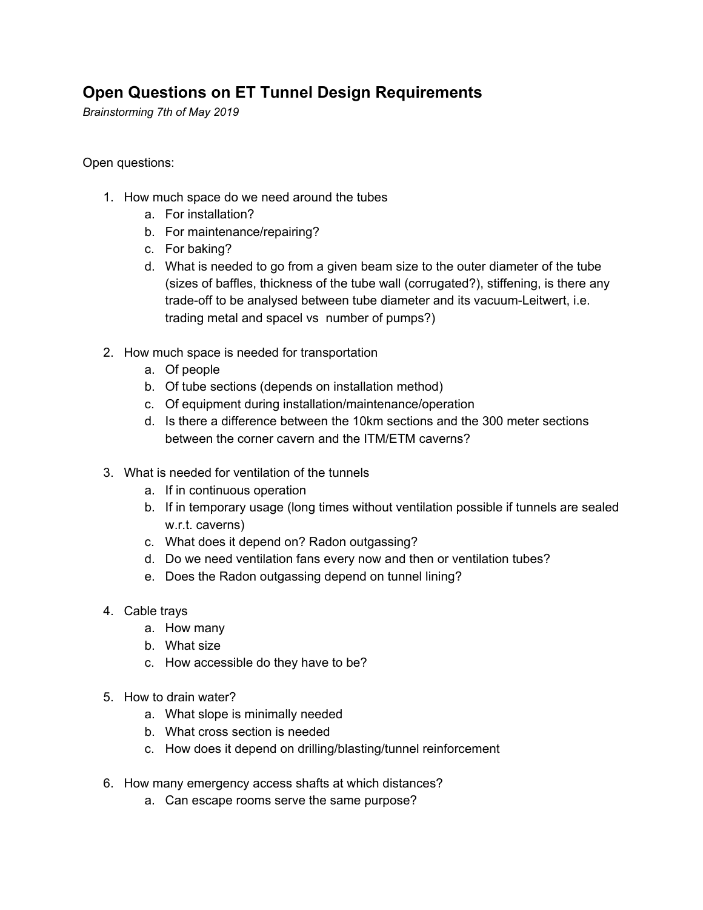# Open Questions on ET Tunnel Design Requirements

*Brainstorming 7th of May 2019*

Open questions:

1. How much space do we need around the tubes
   a. For installation?
   b. For maintenance/repairing?
   c. For baking?
   d. What is needed to go from a given beam size to the outer diameter of the tube (sizes of baffles, thickness of the tube wall (corrugated?), stiffening, is there any trade-off to be analysed between tube diameter and its vacuum-Leitwert, i.e. trading metal and spacel vs number of pumps?)

2. How much space is needed for transportation
   a. Of people
   b. Of tube sections (depends on installation method)
   c. Of equipment during installation/maintenance/operation
   d. Is there a difference between the 10km sections and the 300 meter sections between the corner cavern and the ITM/ETM caverns?

3. What is needed for ventilation of the tunnels
   a. If in continuous operation
   b. If in temporary usage (long times without ventilation possible if tunnels are sealed w.r.t. caverns)
   c. What does it depend on? Radon outgassing?
   d. Do we need ventilation fans every now and then or ventilation tubes?
   e. Does the Radon outgassing depend on tunnel lining?

4. Cable trays
   a. How many
   b. What size
   c. How accessible do they have to be?

5. How to drain water?
   a. What slope is minimally needed
   b. What cross section is needed
   c. How does it depend on drilling/blasting/tunnel reinforcement

6. How many emergency access shafts at which distances?
   a. Can escape rooms serve the same purpose?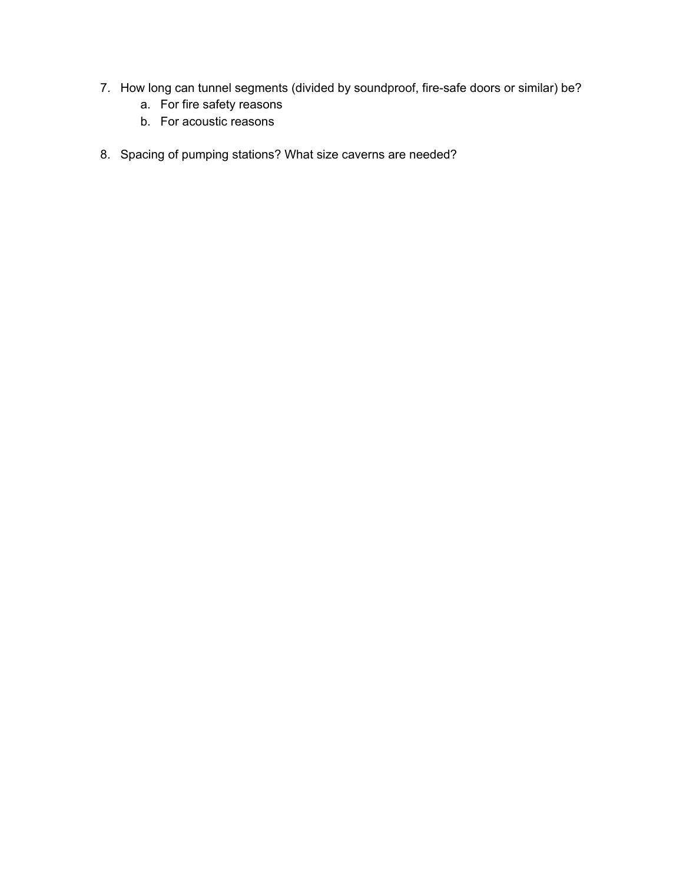7. How long can tunnel segments (divided by soundproof, fire-safe doors or similar) be?
    a. For fire safety reasons
    b. For acoustic reasons

8. Spacing of pumping stations? What size caverns are needed?